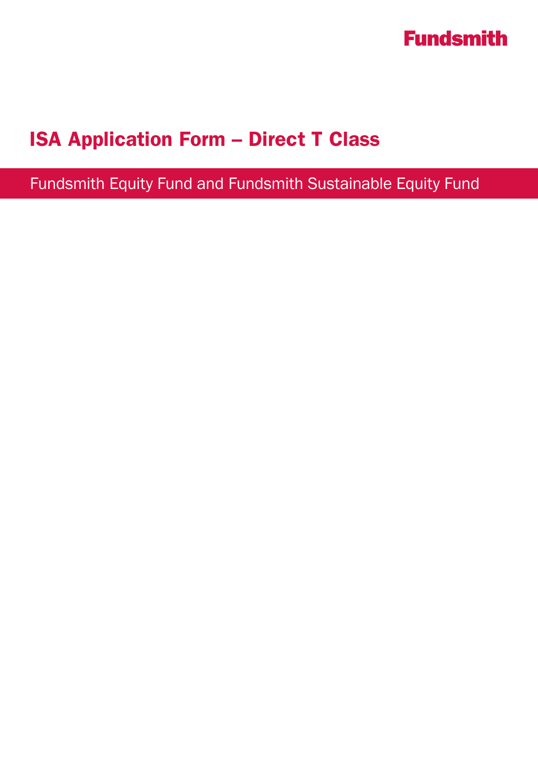Fundsmith

# ISA Application Form – Direct T Class

## Fundsmith Equity Fund and Fundsmith Sustainable Equity Fund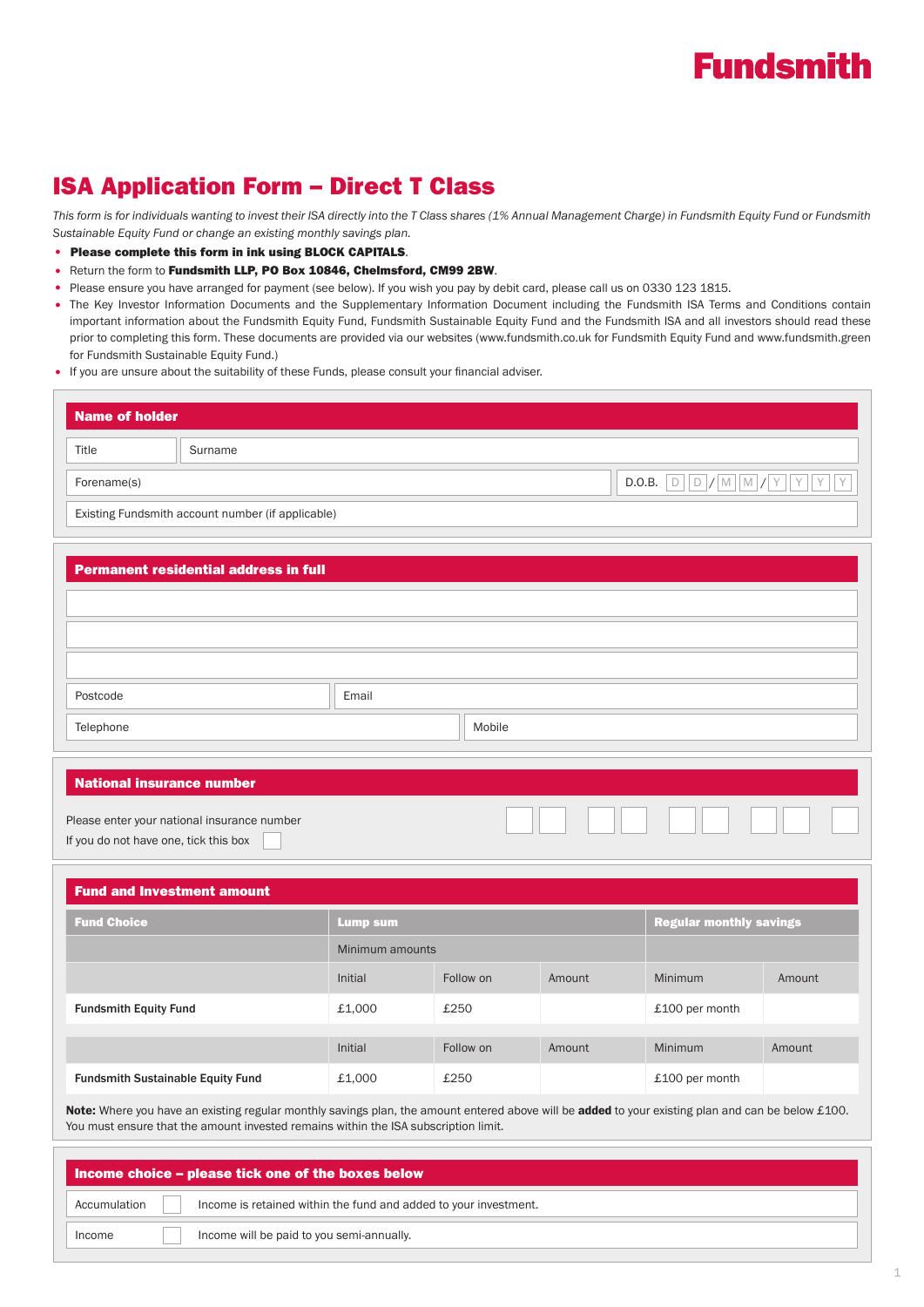Fundsmith

# ISA Application Form – Direct T Class

*This form is for individuals wanting to invest their ISA directly into the T Class shares (1% Annual Management Charge) in Fundsmith Equity Fund or Fundsmith Sustainable Equity Fund or change an existing monthly savings plan.*

- **Please complete this form in ink using BLOCK CAPITALS**.
- Return the form to **Fundsmith LLP, PO Box 10846, Chelmsford, CM99 2BW**.
- Please ensure you have arranged for payment (see below). If you wish you pay by debit card, please call us on 0330 123 1815.
- The Key Investor Information Documents and the Supplementary Information Document including the Fundsmith ISA Terms and Conditions contain important information about the Fundsmith Equity Fund, Fundsmith Sustainable Equity Fund and the Fundsmith ISA and all investors should read these prior to completing this form. These documents are provided via our websites (www.fundsmith.co.uk for Fundsmith Equity Fund and www.fundsmith.green for Fundsmith Sustainable Equity Fund.)
- If you are unsure about the suitability of these Funds, please consult your financial adviser.

## Name of holder

| | |
|---|---|
| Title | Surname |
| Forename(s) | D.O.B. D D / M M / Y Y Y Y |
| Existing Fundsmith account number (if applicable) | |

## Permanent residential address in full

| | |
|---|---|
| | |
| | |
| | |
| Postcode | Email |
| Telephone | Mobile |

## National insurance number

Please enter your national insurance number ☐☐ ☐☐ ☐☐ ☐☐ ☐

If you do not have one, tick this box ☐

## Fund and Investment amount

| Fund Choice | Lump sum | | | Regular monthly savings | |
|---|---|---|---|---|---|
| | Minimum amounts | | | | |
| | Initial | Follow on | Amount | Minimum | Amount |
| **Fundsmith Equity Fund** | £1,000 | £250 | | £100 per month | |
| | Initial | Follow on | Amount | Minimum | Amount |
| **Fundsmith Sustainable Equity Fund** | £1,000 | £250 | | £100 per month | |

**Note:** Where you have an existing regular monthly savings plan, the amount entered above will be **added** to your existing plan and can be below £100. You must ensure that the amount invested remains within the ISA subscription limit.

## Income choice – please tick one of the boxes below

| | | |
|---|---|---|
| Accumulation | ☐ | Income is retained within the fund and added to your investment. |
| Income | ☐ | Income will be paid to you semi-annually. |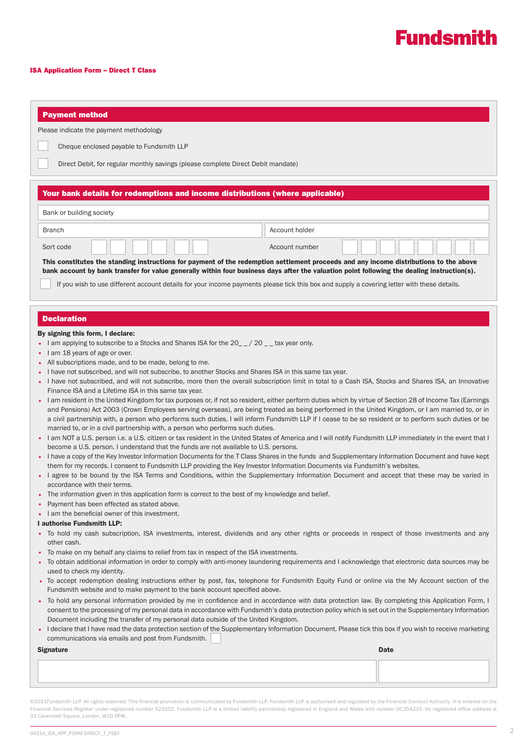Fundsmith

**ISA Application Form – Direct T Class**

## Payment method

Please indicate the payment methodology

☐ Cheque enclosed payable to Fundsmith LLP

☐ Direct Debit, for regular monthly savings (please complete Direct Debit mandate)

## Your bank details for redemptions and income distributions (where applicable)

| Bank or building society | |
|---|---|
| Branch | Account holder |
| Sort code | Account number |

**This constitutes the standing instructions for payment of the redemption settlement proceeds and any income distributions to the above bank account by bank transfer for value generally within four business days after the valuation point following the dealing instruction(s).**

☐ If you wish to use different account details for your income payments please tick this box and supply a covering letter with these details.

## Declaration

**By signing this form, I declare:**

- I am applying to subscribe to a Stocks and Shares ISA for the 20_ _ / 20 _ _ tax year only.
- I am 18 years of age or over.
- All subscriptions made, and to be made, belong to me.
- I have not subscribed, and will not subscribe, to another Stocks and Shares ISA in this same tax year.
- I have not subscribed, and will not subscribe, more then the overall subscription limit in total to a Cash ISA, Stocks and Shares ISA, an Innovative Finance ISA and a Lifetime ISA in this same tax year.
- I am resident in the United Kingdom for tax purposes or, if not so resident, either perform duties which by virtue of Section 28 of Income Tax (Earnings and Pensions) Act 2003 (Crown Employees serving overseas), are being treated as being performed in the United Kingdom, or I am married to, or in a civil partnership with, a person who performs such duties. I will inform Fundsmith LLP if I cease to be so resident or to perform such duties or be married to, or in a civil partnership with, a person who performs such duties.
- I am NOT a U.S. person i.e. a U.S. citizen or tax resident in the United States of America and I will notify Fundsmith LLP immediately in the event that I become a U.S. person. I understand that the funds are not available to U.S. persons.
- I have a copy of the Key Investor Information Documents for the T Class Shares in the funds and Supplementary Information Document and have kept them for my records. I consent to Fundsmith LLP providing the Key Investor Information Documents via Fundsmith's websites.
- I agree to be bound by the ISA Terms and Conditions, within the Supplementary Information Document and accept that these may be varied in accordance with their terms.
- The information given in this application form is correct to the best of my knowledge and belief.
- Payment has been effected as stated above.
- I am the beneficial owner of this investment.

**I authorise Fundsmith LLP:**

- To hold my cash subscription, ISA investments, interest, dividends and any other rights or proceeds in respect of those investments and any other cash.
- To make on my behalf any claims to relief from tax in respect of the ISA investments.
- To obtain additional information in order to comply with anti-money laundering requirements and I acknowledge that electronic data sources may be used to check my identity.
- To accept redemption dealing instructions either by post, fax, telephone for Fundsmith Equity Fund or online via the My Account section of the Fundsmith website and to make payment to the bank account specified above.
- To hold any personal information provided by me in confidence and in accordance with data protection law. By completing this Application Form, I consent to the processing of my personal data in accordance with Fundsmith's data protection policy which is set out in the Supplementary Information Document including the transfer of my personal data outside of the United Kingdom.
- I declare that I have read the data protection section of the Supplementary Information Document. Please tick this box if you wish to receive marketing communications via emails and post from Fundsmith. ☐

| Signature | Date |
|---|---|
| | |

©2021Fundsmith LLP. All rights reserved. This financial promotion is communicated by Fundsmith LLP. Fundsmith LLP is authorised and regulated by the Financial Conduct Authority. It is entered on the Financial Services Register under registered number 523102. Fundsmith LLP is a limited liability partnership registered in England and Wales with number OC354233. Its registered office address is 33 Cavendish Square, London, W1G 0PW.

0421d_ISA_APP_FORM DIRECT_T_FSEF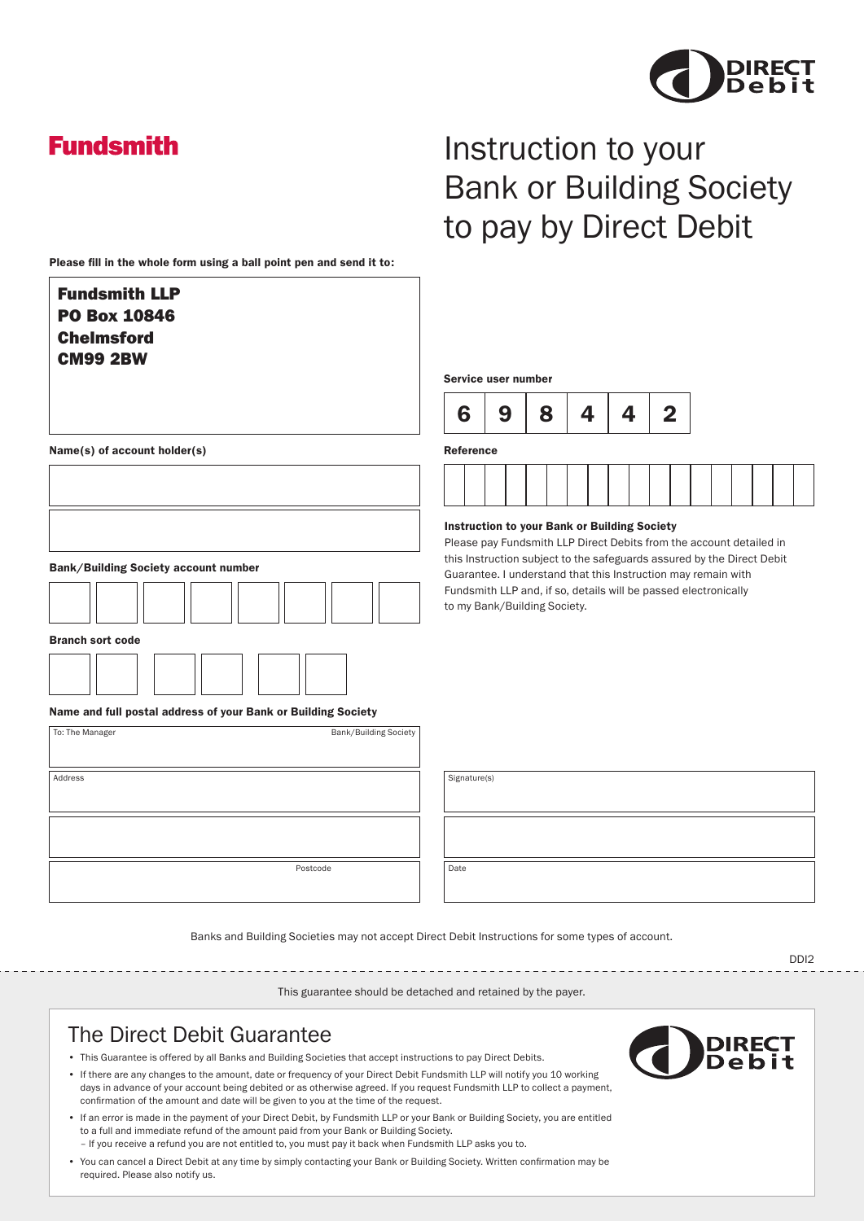DIRECT Debit

**Fundsmith**

# Instruction to your Bank or Building Society to pay by Direct Debit

**Please fill in the whole form using a ball point pen and send it to:**

**Fundsmith LLP**
**PO Box 10846**
**Chelmsford**
**CM99 2BW**

**Service user number**

| 6 | 9 | 8 | 4 | 4 | 2 |
|---|---|---|---|---|---|

**Name(s) of account holder(s)**

**Reference**

**Bank/Building Society account number**

**Branch sort code**

**Instruction to your Bank or Building Society**

Please pay Fundsmith LLP Direct Debits from the account detailed in this Instruction subject to the safeguards assured by the Direct Debit Guarantee. I understand that this Instruction may remain with Fundsmith LLP and, if so, details will be passed electronically to my Bank/Building Society.

**Name and full postal address of your Bank or Building Society**

To: The Manager — Bank/Building Society

Address

Postcode

Signature(s)

Date

Banks and Building Societies may not accept Direct Debit Instructions for some types of account.

DDI2

This guarantee should be detached and retained by the payer.

## The Direct Debit Guarantee

DIRECT Debit

- This Guarantee is offered by all Banks and Building Societies that accept instructions to pay Direct Debits.
- If there are any changes to the amount, date or frequency of your Direct Debit Fundsmith LLP will notify you 10 working days in advance of your account being debited or as otherwise agreed. If you request Fundsmith LLP to collect a payment, confirmation of the amount and date will be given to you at the time of the request.
- If an error is made in the payment of your Direct Debit, by Fundsmith LLP or your Bank or Building Society, you are entitled to a full and immediate refund of the amount paid from your Bank or Building Society.
  – If you receive a refund you are not entitled to, you must pay it back when Fundsmith LLP asks you to.
- You can cancel a Direct Debit at any time by simply contacting your Bank or Building Society. Written confirmation may be required. Please also notify us.